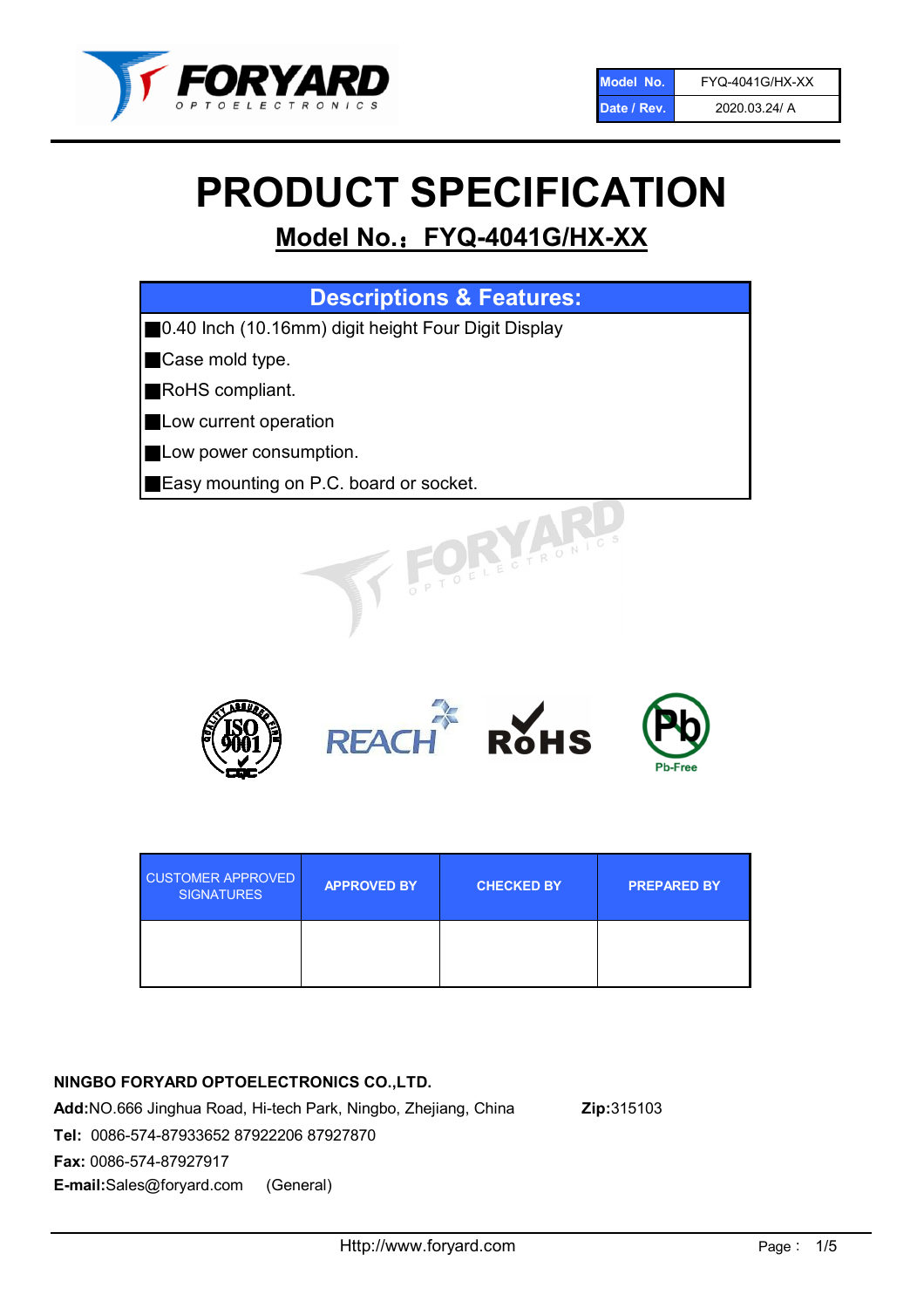| Model No. | FYQ-4041G/HX-XX |
| --- | --- |
| Date / Rev. | 2020.03.24/ A |

# PRODUCT SPECIFICATION

## Model No.：FYQ-4041G/HX-XX

| Descriptions & Features: |
| --- |
| ■0.40 Inch (10.16mm) digit height Four Digit Display |
| ■Case mold type. |
| ■RoHS compliant. |
| ■Low current operation |
| ■Low power consumption. |
| ■Easy mounting on P.C. board or socket. |

| CUSTOMER APPROVED SIGNATURES | APPROVED BY | CHECKED BY | PREPARED BY |
| --- | --- | --- | --- |
| | | | |

**NINGBO FORYARD OPTOELECTRONICS CO.,LTD.**

**Add:**NO.666 Jinghua Road, Hi-tech Park, Ningbo, Zhejiang, China **Zip:**315103

**Tel:** 0086-574-87933652 87922206 87927870

**Fax:** 0086-574-87927917

**E-mail:**Sales@foryard.com (General)

Http://www.foryard.com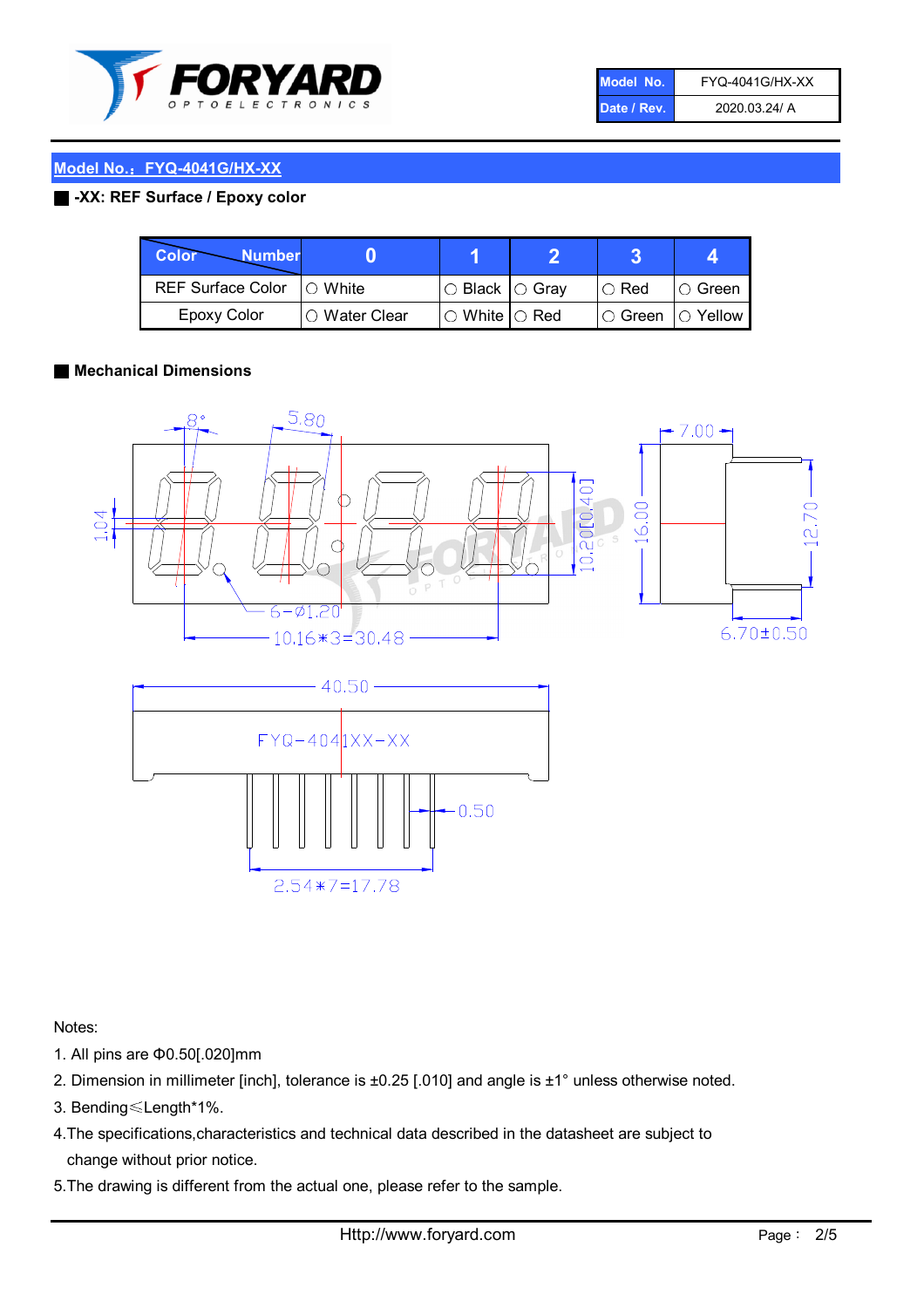| Model No. | FYQ-4041G/HX-XX |
| --- | --- |
| Date / Rev. | 2020.03.24/ A |

## Model No.：FYQ-4041G/HX-XX

### -XX: REF Surface / Epoxy color

| Color \ Number | 0 | 1 | 2 | 3 | 4 |
| --- | --- | --- | --- | --- | --- |
| REF Surface Color | ○ White | ○ Black | ○ Gray | ○ Red | ○ Green |
| Epoxy Color | ○ Water Clear | ○ White | ○ Red | ○ Green | ○ Yellow |

### Mechanical Dimensions

Notes:

1. All pins are Φ0.50[.020]mm
2. Dimension in millimeter [inch], tolerance is ±0.25 [.010] and angle is ±1° unless otherwise noted.
3. Bending≤Length*1%.
4. The specifications,characteristics and technical data described in the datasheet are subject to change without prior notice.
5. The drawing is different from the actual one, please refer to the sample.

Http://www.foryard.com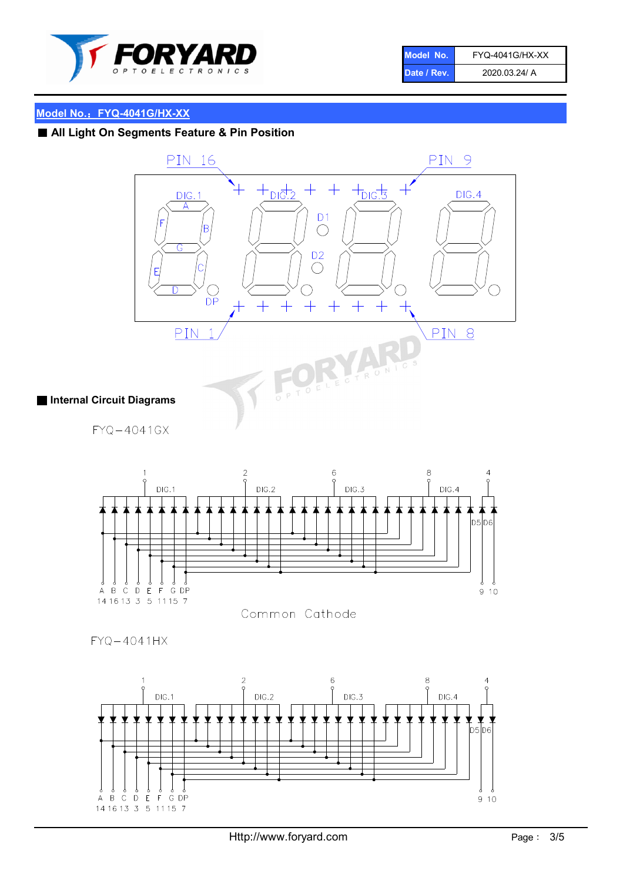| Model No. | FYQ-4041G/HX-XX |
| --- | --- |
| Date / Rev. | 2020.03.24/ A |

## Model No.：FYQ-4041G/HX-XX

### ■ All Light On Segments Feature & Pin Position

PIN 16 PIN 9

DIG.1 DIG.2 DIG.3 DIG.4

A B C D E F G DP D1 D2

PIN 1 PIN 8

### ■ Internal Circuit Diagrams

FYQ−4041GX

1 2 6 8 4

DIG.1 DIG.2 DIG.3 DIG.4 D5 D6

A B C D E F G DP
14 16 13 3 5 11 15 7

9 10

Common Cathode

FYQ−4041HX

1 2 6 8 4

DIG.1 DIG.2 DIG.3 DIG.4 D5 D6

A B C D E F G DP
14 16 13 3 5 11 15 7

9 10

Http://www.foryard.com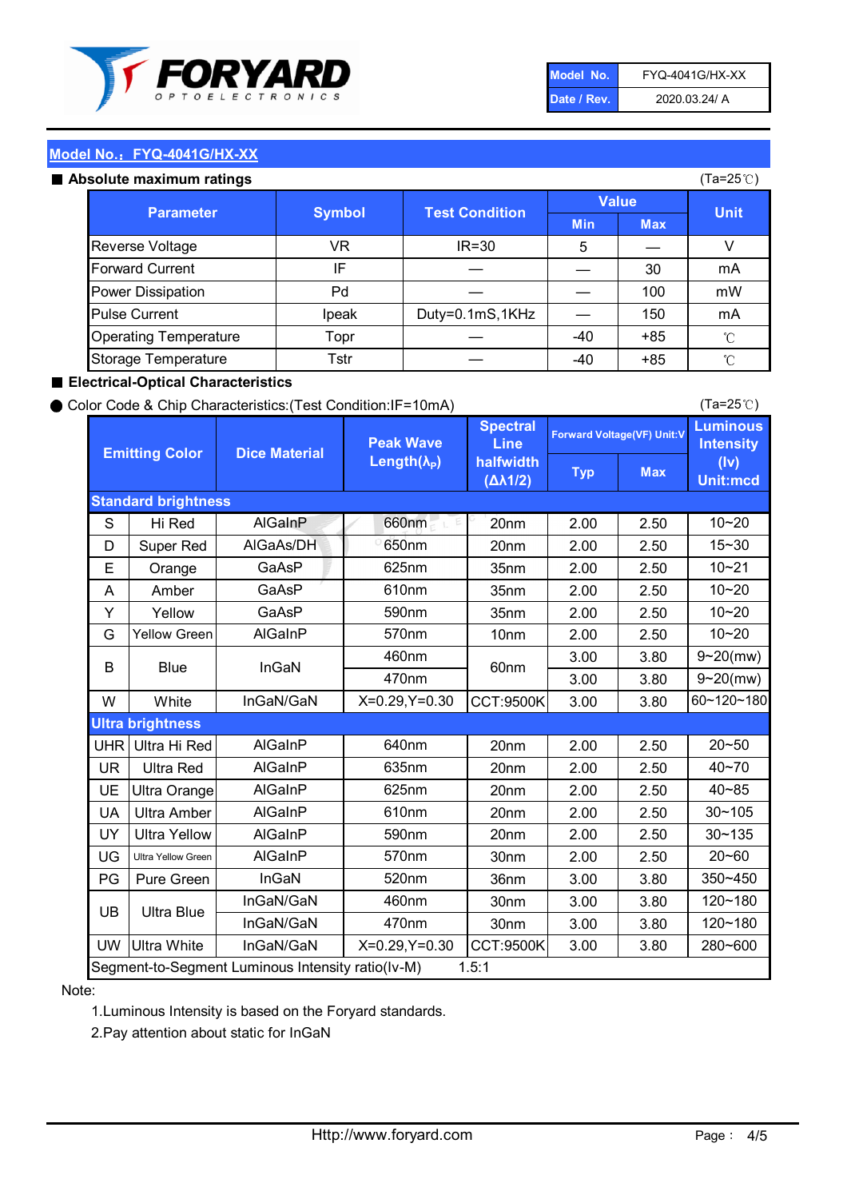| Model No. | FYQ-4041G/HX-XX |
|---|---|
| Date / Rev. | 2020.03.24/ A |

## Model No.：FYQ-4041G/HX-XX

### ■ Absolute maximum ratings

(Ta=25℃)

| Parameter | Symbol | Test Condition | Value | | Unit |
|---|---|---|---|---|---|
| | | | Min | Max | |
| Reverse Voltage | VR | IR=30 | 5 | — | V |
| Forward Current | IF | — | — | 30 | mA |
| Power Dissipation | Pd | — | — | 100 | mW |
| Pulse Current | Ipeak | Duty=0.1mS,1KHz | — | 150 | mA |
| Operating Temperature | Topr | — | -40 | +85 | ℃ |
| Storage Temperature | Tstr | — | -40 | +85 | ℃ |

### ■ Electrical-Optical Characteristics

● Color Code & Chip Characteristics:(Test Condition:IF=10mA)

(Ta=25℃)

| Emitting Color | | Dice Material | Peak Wave Length($\lambda_P$) | Spectral Line halfwidth ($\Delta\lambda 1/2$) | Forward Voltage(VF) Unit:V | | Luminous Intensity (Iv) Unit:mcd |
|---|---|---|---|---|---|---|---|
| | | | | | Typ | Max | |
| **Standard brightness** | | | | | | | |
| S | Hi Red | AlGaInP | 660nm | 20nm | 2.00 | 2.50 | 10~20 |
| D | Super Red | AlGaAs/DH | 650nm | 20nm | 2.00 | 2.50 | 15~30 |
| E | Orange | GaAsP | 625nm | 35nm | 2.00 | 2.50 | 10~21 |
| A | Amber | GaAsP | 610nm | 35nm | 2.00 | 2.50 | 10~20 |
| Y | Yellow | GaAsP | 590nm | 35nm | 2.00 | 2.50 | 10~20 |
| G | Yellow Green | AlGaInP | 570nm | 10nm | 2.00 | 2.50 | 10~20 |
| B | Blue | InGaN | 460nm | 60nm | 3.00 | 3.80 | 9~20(mw) |
| | | | 470nm | | 3.00 | 3.80 | 9~20(mw) |
| W | White | InGaN/GaN | X=0.29,Y=0.30 | CCT:9500K | 3.00 | 3.80 | 60~120~180 |
| **Ultra brightness** | | | | | | | |
| UHR | Ultra Hi Red | AlGaInP | 640nm | 20nm | 2.00 | 2.50 | 20~50 |
| UR | Ultra Red | AlGaInP | 635nm | 20nm | 2.00 | 2.50 | 40~70 |
| UE | Ultra Orange | AlGaInP | 625nm | 20nm | 2.00 | 2.50 | 40~85 |
| UA | Ultra Amber | AlGaInP | 610nm | 20nm | 2.00 | 2.50 | 30~105 |
| UY | Ultra Yellow | AlGaInP | 590nm | 20nm | 2.00 | 2.50 | 30~135 |
| UG | Ultra Yellow Green | AlGaInP | 570nm | 30nm | 2.00 | 2.50 | 20~60 |
| PG | Pure Green | InGaN | 520nm | 36nm | 3.00 | 3.80 | 350~450 |
| UB | Ultra Blue | InGaN/GaN | 460nm | 30nm | 3.00 | 3.80 | 120~180 |
| | | InGaN/GaN | 470nm | 30nm | 3.00 | 3.80 | 120~180 |
| UW | Ultra White | InGaN/GaN | X=0.29,Y=0.30 | CCT:9500K | 3.00 | 3.80 | 280~600 |
| Segment-to-Segment Luminous Intensity ratio(Iv-M) | | | | 1.5:1 | | | |

Note:

1.Luminous Intensity is based on the Foryard standards.

2.Pay attention about static for InGaN

Http://www.foryard.com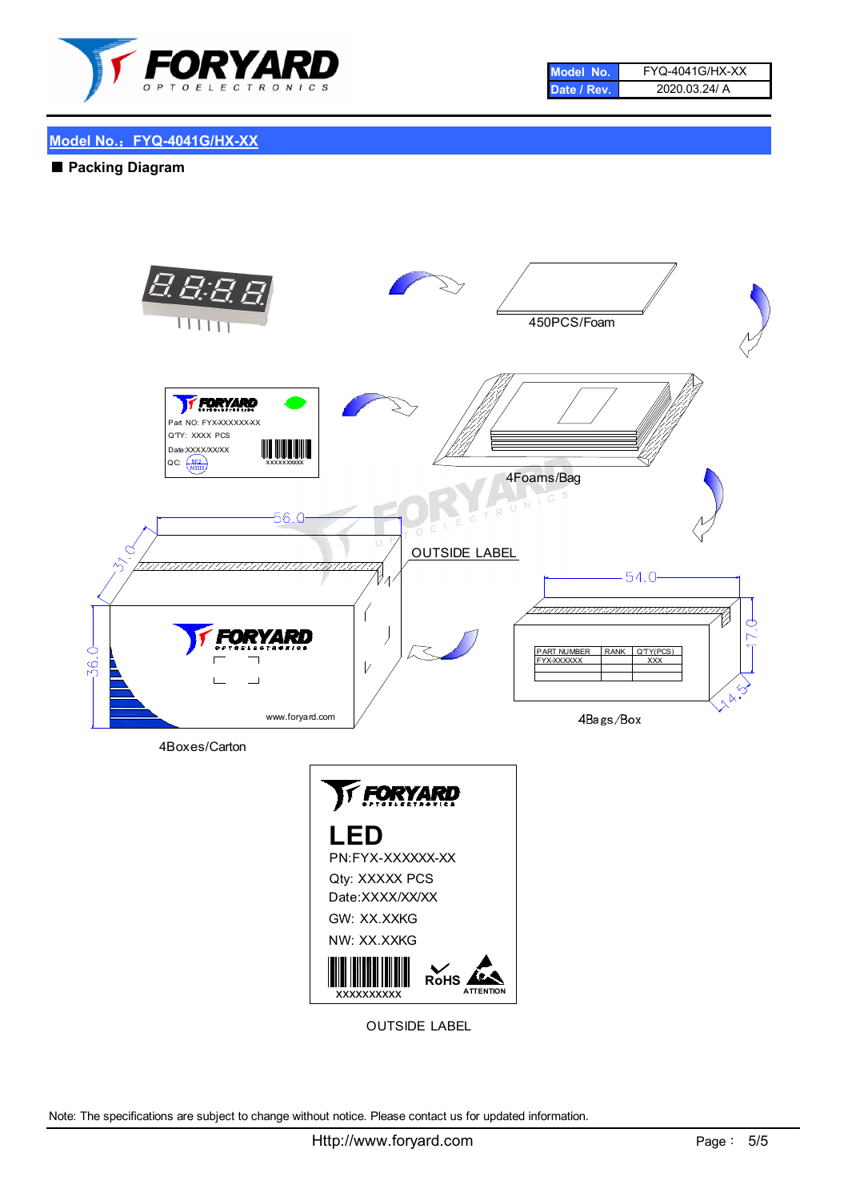| Model No. | FYQ-4041G/HX-XX |
| --- | --- |
| Date / Rev. | 2020.03.24/ A |

## Model No.：FYQ-4041G/HX-XX

■ **Packing Diagram**

450PCS/Foam

Part NO: FYX-XXXXXX-XX
Q'TY: XXXX PCS
Date:XXXX/XX/XX
QC:
XXXXXXXXX

4Foams/Bag

56.0

31.0

36.0

OUTSIDE LABEL

www.foryard.com

4Boxes/Carton

54.0

17.0

14.5

| PART NUMBER | RANK | Q'TY(PCS) |
| --- | --- | --- |
| FYX-XXXXXX | | XXX |

4Bags/Box

LED
PN:FYX-XXXXXX-XX
Qty: XXXXX PCS
Date:XXXX/XX/XX
GW: XX.XXKG
NW: XX.XXKG
XXXXXXXXXX
RoHS
ATTENTION

OUTSIDE LABEL

Note: The specifications are subject to change without notice. Please contact us for updated information.